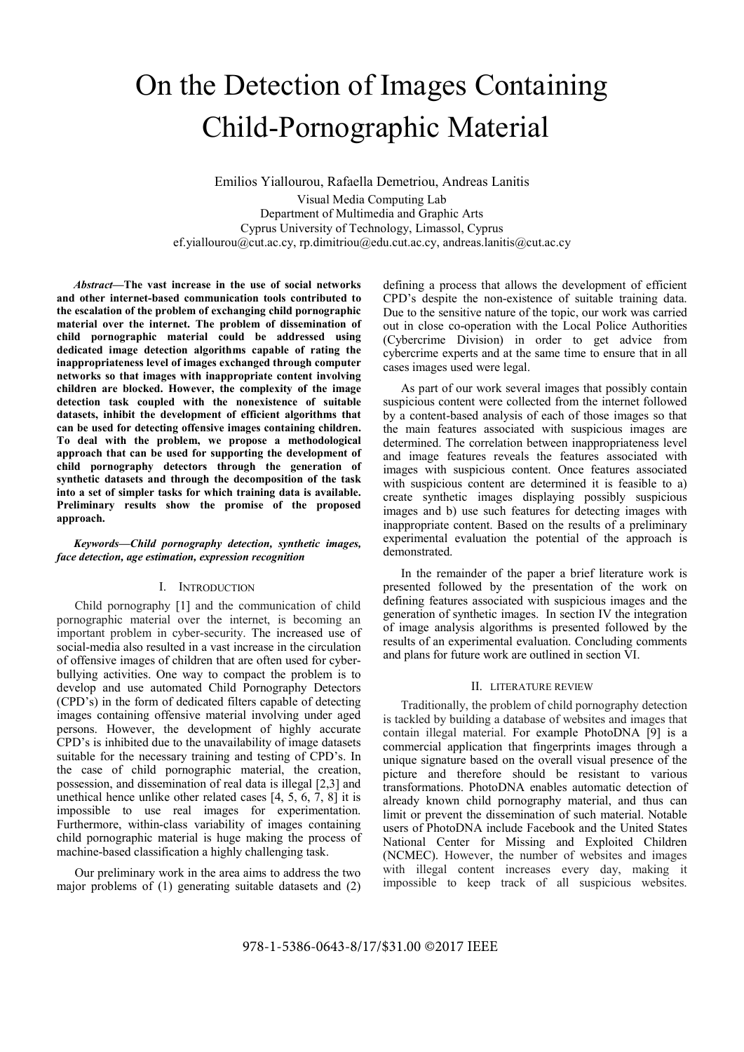# On the Detection of Images Containing Child-Pornographic Material

Emilios Yiallourou, Rafaella Demetriou, Andreas Lanitis

Visual Media Computing Lab
Department of Multimedia and Graphic Arts
Cyprus University of Technology, Limassol, Cyprus
ef.yiallourou@cut.ac.cy, rp.dimitriou@edu.cut.ac.cy, andreas.lanitis@cut.ac.cy

***Abstract*—The vast increase in the use of social networks and other internet-based communication tools contributed to the escalation of the problem of exchanging child pornographic material over the internet. The problem of dissemination of child pornographic material could be addressed using dedicated image detection algorithms capable of rating the inappropriateness level of images exchanged through computer networks so that images with inappropriate content involving children are blocked. However, the complexity of the image detection task coupled with the nonexistence of suitable datasets, inhibit the development of efficient algorithms that can be used for detecting offensive images containing children. To deal with the problem, we propose a methodological approach that can be used for supporting the development of child pornography detectors through the generation of synthetic datasets and through the decomposition of the task into a set of simpler tasks for which training data is available. Preliminary results show the promise of the proposed approach.**

***Keywords*—Child pornography detection, synthetic images, face detection, age estimation, expression recognition**

## I. Introduction

Child pornography [1] and the communication of child pornographic material over the internet, is becoming an important problem in cyber-security. The increased use of social-media also resulted in a vast increase in the circulation of offensive images of children that are often used for cyber-bullying activities. One way to compact the problem is to develop and use automated Child Pornography Detectors (CPD's) in the form of dedicated filters capable of detecting images containing offensive material involving under aged persons. However, the development of highly accurate CPD's is inhibited due to the unavailability of image datasets suitable for the necessary training and testing of CPD's. In the case of child pornographic material, the creation, possession, and dissemination of real data is illegal [2,3] and unethical hence unlike other related cases [4, 5, 6, 7, 8] it is impossible to use real images for experimentation. Furthermore, within-class variability of images containing child pornographic material is huge making the process of machine-based classification a highly challenging task.

Our preliminary work in the area aims to address the two major problems of (1) generating suitable datasets and (2) defining a process that allows the development of efficient CPD's despite the non-existence of suitable training data. Due to the sensitive nature of the topic, our work was carried out in close co-operation with the Local Police Authorities (Cybercrime Division) in order to get advice from cybercrime experts and at the same time to ensure that in all cases images used were legal.

As part of our work several images that possibly contain suspicious content were collected from the internet followed by a content-based analysis of each of those images so that the main features associated with suspicious images are determined. The correlation between inappropriateness level and image features reveals the features associated with images with suspicious content. Once features associated with suspicious content are determined it is feasible to a) create synthetic images displaying possibly suspicious images and b) use such features for detecting images with inappropriate content. Based on the results of a preliminary experimental evaluation the potential of the approach is demonstrated.

In the remainder of the paper a brief literature work is presented followed by the presentation of the work on defining features associated with suspicious images and the generation of synthetic images. In section IV the integration of image analysis algorithms is presented followed by the results of an experimental evaluation. Concluding comments and plans for future work are outlined in section VI.

## II. Literature Review

Traditionally, the problem of child pornography detection is tackled by building a database of websites and images that contain illegal material. For example PhotoDNA [9] is a commercial application that fingerprints images through a unique signature based on the overall visual presence of the picture and therefore should be resistant to various transformations. PhotoDNA enables automatic detection of already known child pornography material, and thus can limit or prevent the dissemination of such material. Notable users of PhotoDNA include Facebook and the United States National Center for Missing and Exploited Children (NCMEC). However, the number of websites and images with illegal content increases every day, making it impossible to keep track of all suspicious websites.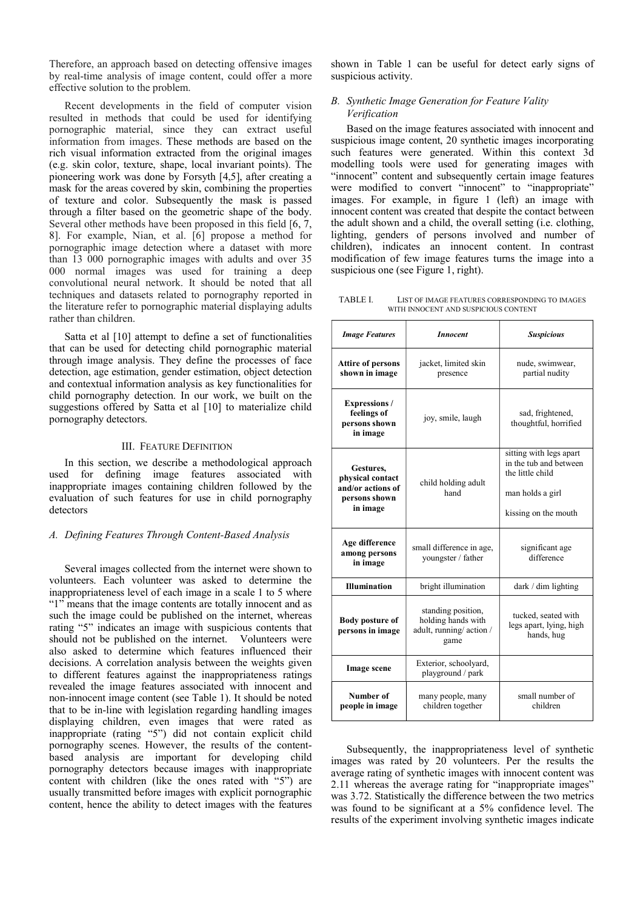Therefore, an approach based on detecting offensive images by real-time analysis of image content, could offer a more effective solution to the problem.

Recent developments in the field of computer vision resulted in methods that could be used for identifying pornographic material, since they can extract useful information from images. These methods are based on the rich visual information extracted from the original images (e.g. skin color, texture, shape, local invariant points). The pioneering work was done by Forsyth [4,5], after creating a mask for the areas covered by skin, combining the properties of texture and color. Subsequently the mask is passed through a filter based on the geometric shape of the body. Several other methods have been proposed in this field [6, 7, 8]. For example, Nian, et al. [6] propose a method for pornographic image detection where a dataset with more than 13 000 pornographic images with adults and over 35 000 normal images was used for training a deep convolutional neural network. It should be noted that all techniques and datasets related to pornography reported in the literature refer to pornographic material displaying adults rather than children.

Satta et al [10] attempt to define a set of functionalities that can be used for detecting child pornographic material through image analysis. They define the processes of face detection, age estimation, gender estimation, object detection and contextual information analysis as key functionalities for child pornography detection. In our work, we built on the suggestions offered by Satta et al [10] to materialize child pornography detectors.

## III. Feature Definition

In this section, we describe a methodological approach used for defining image features associated with inappropriate images containing children followed by the evaluation of such features for use in child pornography detectors

### *A. Defining Features Through Content-Based Analysis*

Several images collected from the internet were shown to volunteers. Each volunteer was asked to determine the inappropriateness level of each image in a scale 1 to 5 where "1" means that the image contents are totally innocent and as such the image could be published on the internet, whereas rating "5" indicates an image with suspicious contents that should not be published on the internet. Volunteers were also asked to determine which features influenced their decisions. A correlation analysis between the weights given to different features against the inappropriateness ratings revealed the image features associated with innocent and non-innocent image content (see Table 1). It should be noted that to be in-line with legislation regarding handling images displaying children, even images that were rated as inappropriate (rating "5") did not contain explicit child pornography scenes. However, the results of the content-based analysis are important for developing child pornography detectors because images with inappropriate content with children (like the ones rated with "5") are usually transmitted before images with explicit pornographic content, hence the ability to detect images with the features shown in Table 1 can be useful for detect early signs of suspicious activity.

### *B. Synthetic Image Generation for Feature Vality Verification*

Based on the image features associated with innocent and suspicious image content, 20 synthetic images incorporating such features were generated. Within this context 3d modelling tools were used for generating images with "innocent" content and subsequently certain image features were modified to convert "innocent" to "inappropriate" images. For example, in figure 1 (left) an image with innocent content was created that despite the contact between the adult shown and a child, the overall setting (i.e. clothing, lighting, genders of persons involved and number of children), indicates an innocent content. In contrast modification of few image features turns the image into a suspicious one (see Figure 1, right).

TABLE I. List of image features corresponding to images with innocent and suspicious content

| *Image Features* | *Innocent* | *Suspicious* |
|---|---|---|
| **Attire of persons shown in image** | jacket, limited skin presence | nude, swimwear, partial nudity |
| **Expressions / feelings of persons shown in image** | joy, smile, laugh | sad, frightened, thoughtful, horrified |
| **Gestures, physical contact and/or actions of persons shown in image** | child holding adult hand | sitting with legs apart in the tub and between the little child<br>man holds a girl<br>kissing on the mouth |
| **Age difference among persons in image** | small difference in age, youngster / father | significant age difference |
| **Illumination** | bright illumination | dark / dim lighting |
| **Body posture of persons in image** | standing position, holding hands with adult, running/ action / game | tucked, seated with legs apart, lying, high hands, hug |
| **Image scene** | Exterior, schoolyard, playground / park | |
| **Number of people in image** | many people, many children together | small number of children |

Subsequently, the inappropriateness level of synthetic images was rated by 20 volunteers. Per the results the average rating of synthetic images with innocent content was 2.11 whereas the average rating for "inappropriate images" was 3.72. Statistically the difference between the two metrics was found to be significant at a 5% confidence level. The results of the experiment involving synthetic images indicate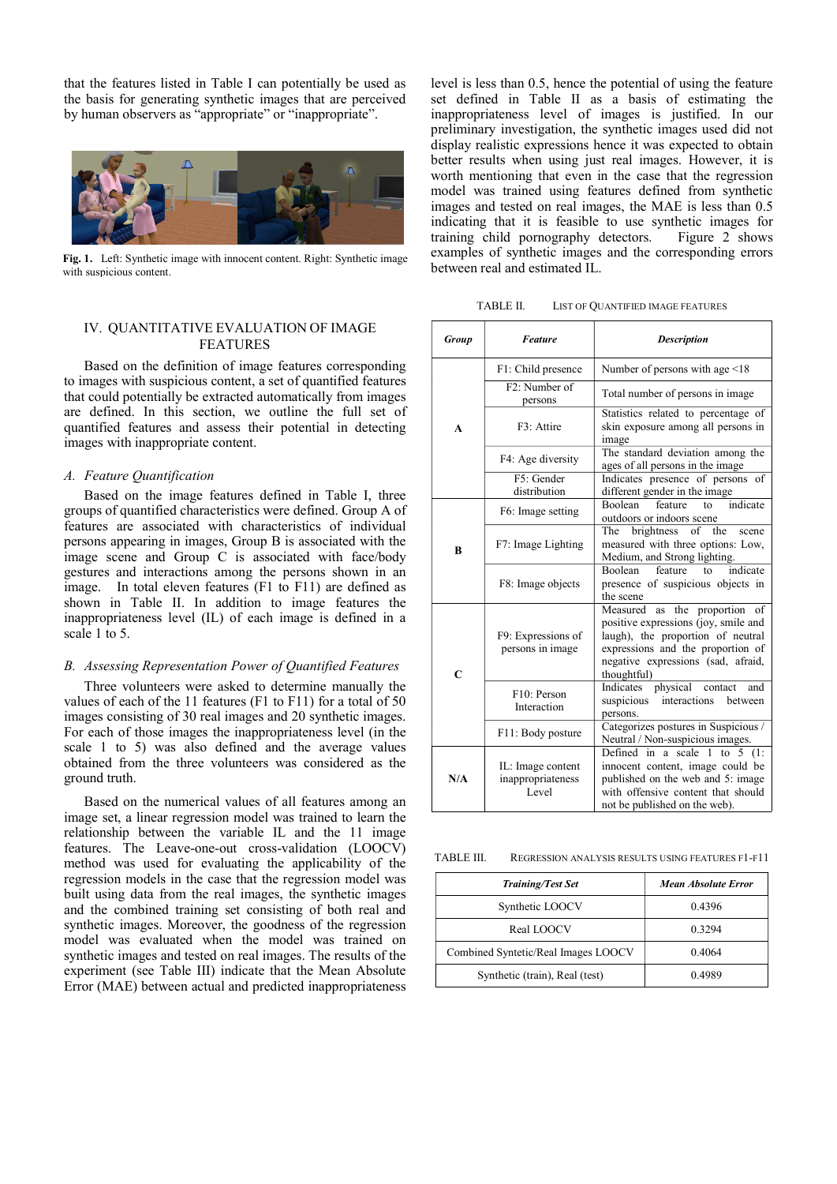that the features listed in Table I can potentially be used as the basis for generating synthetic images that are perceived by human observers as "appropriate" or "inappropriate".

**Fig. 1.** Left: Synthetic image with innocent content. Right: Synthetic image with suspicious content.

## IV. Quantitative Evaluation of Image Features

Based on the definition of image features corresponding to images with suspicious content, a set of quantified features that could potentially be extracted automatically from images are defined. In this section, we outline the full set of quantified features and assess their potential in detecting images with inappropriate content.

### *A. Feature Quantification*

Based on the image features defined in Table I, three groups of quantified characteristics were defined. Group A of features are associated with characteristics of individual persons appearing in images, Group B is associated with the image scene and Group C is associated with face/body gestures and interactions among the persons shown in an image. In total eleven features (F1 to F11) are defined as shown in Table II. In addition to image features the inappropriateness level (IL) of each image is defined in a scale 1 to 5.

### *B. Assessing Representation Power of Quantified Features*

Three volunteers were asked to determine manually the values of each of the 11 features (F1 to F11) for a total of 50 images consisting of 30 real images and 20 synthetic images. For each of those images the inappropriateness level (in the scale 1 to 5) was also defined and the average values obtained from the three volunteers was considered as the ground truth.

Based on the numerical values of all features among an image set, a linear regression model was trained to learn the relationship between the variable IL and the 11 image features. The Leave-one-out cross-validation (LOOCV) method was used for evaluating the applicability of the regression models in the case that the regression model was built using data from the real images, the synthetic images and the combined training set consisting of both real and synthetic images. Moreover, the goodness of the regression model was evaluated when the model was trained on synthetic images and tested on real images. The results of the experiment (see Table III) indicate that the Mean Absolute Error (MAE) between actual and predicted inappropriateness level is less than 0.5, hence the potential of using the feature set defined in Table II as a basis of estimating the inappropriateness level of images is justified. In our preliminary investigation, the synthetic images used did not display realistic expressions hence it was expected to obtain better results when using just real images. However, it is worth mentioning that even in the case that the regression model was trained using features defined from synthetic images and tested on real images, the MAE is less than 0.5 indicating that it is feasible to use synthetic images for training child pornography detectors. Figure 2 shows examples of synthetic images and the corresponding errors between real and estimated IL.

TABLE II. List of Quantified Image Features

| *Group* | *Feature* | *Description* |
|---|---|---|
| A | F1: Child presence | Number of persons with age <18 |
| | F2: Number of persons | Total number of persons in image |
| | F3: Attire | Statistics related to percentage of skin exposure among all persons in image |
| | F4: Age diversity | The standard deviation among the ages of all persons in the image |
| | F5: Gender distribution | Indicates presence of persons of different gender in the image |
| B | F6: Image setting | Boolean feature to indicate outdoors or indoors scene |
| | F7: Image Lighting | The brightness of the scene measured with three options: Low, Medium, and Strong lighting. |
| | F8: Image objects | Boolean feature to indicate presence of suspicious objects in the scene |
| C | F9: Expressions of persons in image | Measured as the proportion of positive expressions (joy, smile and laugh), the proportion of neutral expressions and the proportion of negative expressions (sad, afraid, thoughtful) |
| | F10: Person Interaction | Indicates physical contact and suspicious interactions between persons. |
| | F11: Body posture | Categorizes postures in Suspicious / Neutral / Non-suspicious images. |
| N/A | IL: Image content inappropriateness Level | Defined in a scale 1 to 5 (1: innocent content, image could be published on the web and 5: image with offensive content that should not be published on the web). |

TABLE III. Regression Analysis Results Using Features F1-F11

| *Training/Test Set* | *Mean Absolute Error* |
|---|---|
| Synthetic LOOCV | 0.4396 |
| Real LOOCV | 0.3294 |
| Combined Syntetic/Real Images LOOCV | 0.4064 |
| Synthetic (train), Real (test) | 0.4989 |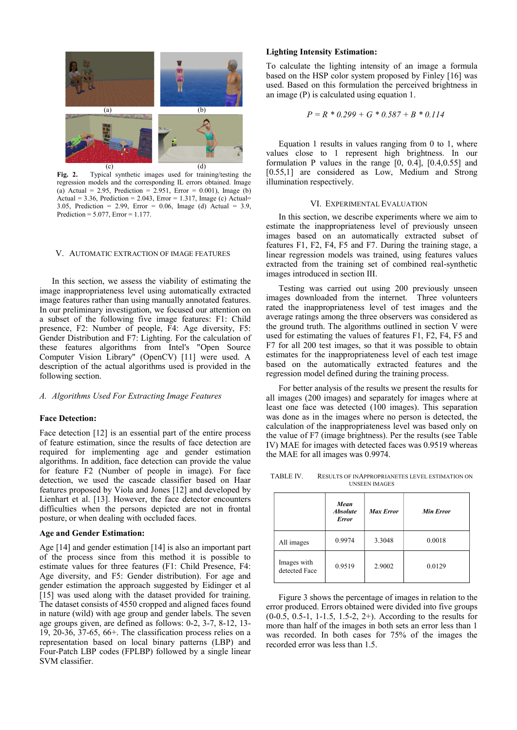(a) (b) (c) (d)

**Fig. 2.** Typical synthetic images used for training/testing the regression models and the corresponding IL errors obtained. Image (a) Actual = 2.95, Prediction = 2.951, Error = 0.001), Image (b) Actual = 3.36, Prediction = 2.043, Error = 1.317, Image (c) Actual= 3.05, Prediction = 2.99, Error = 0.06, Image (d) Actual = 3.9, Prediction = 5.077, Error = 1.177.

## V. AUTOMATIC EXTRACTION OF IMAGE FEATURES

In this section, we assess the viability of estimating the image inappropriateness level using automatically extracted image features rather than using manually annotated features. In our preliminary investigation, we focused our attention on a subset of the following five image features: F1: Child presence, F2: Number of people, F4: Age diversity, F5: Gender Distribution and F7: Lighting. For the calculation of these features algorithms from Intel's "Open Source Computer Vision Library" (OpenCV) [11] were used. A description of the actual algorithms used is provided in the following section.

### *A. Algorithms Used For Extracting Image Features*

**Face Detection:**

Face detection [12] is an essential part of the entire process of feature estimation, since the results of face detection are required for implementing age and gender estimation algorithms. In addition, face detection can provide the value for feature F2 (Number of people in image). For face detection, we used the cascade classifier based on Haar features proposed by Viola and Jones [12] and developed by Lienhart et al. [13]. However, the face detector encounters difficulties when the persons depicted are not in frontal posture, or when dealing with occluded faces.

**Age and Gender Estimation:**

Age [14] and gender estimation [14] is also an important part of the process since from this method it is possible to estimate values for three features (F1: Child Presence, F4: Age diversity, and F5: Gender distribution). For age and gender estimation the approach suggested by Eidinger et al [15] was used along with the dataset provided for training. The dataset consists of 4550 cropped and aligned faces found in nature (wild) with age group and gender labels. The seven age groups given, are defined as follows: 0-2, 3-7, 8-12, 13-19, 20-36, 37-65, 66+. The classification process relies on a representation based on local binary patterns (LBP) and Four-Patch LBP codes (FPLBP) followed by a single linear SVM classifier.

**Lighting Intensity Estimation:**

To calculate the lighting intensity of an image a formula based on the HSP color system proposed by Finley [16] was used. Based on this formulation the perceived brightness in an image (P) is calculated using equation 1.

$$P = R * 0.299 + G * 0.587 + B * 0.114$$

Equation 1 results in values ranging from 0 to 1, where values close to 1 represent high brightness. In our formulation P values in the range [0, 0.4], [0.4,0.55] and [0.55,1] are considered as Low, Medium and Strong illumination respectively.

## VI. EXPERIMENTAL EVALUATION

In this section, we describe experiments where we aim to estimate the inappropriateness level of previously unseen images based on an automatically extracted subset of features F1, F2, F4, F5 and F7. During the training stage, a linear regression models was trained, using features values extracted from the training set of combined real-synthetic images introduced in section III.

Testing was carried out using 200 previously unseen images downloaded from the internet. Three volunteers rated the inappropriateness level of test images and the average ratings among the three observers was considered as the ground truth. The algorithms outlined in section V were used for estimating the values of features F1, F2, F4, F5 and F7 for all 200 test images, so that it was possible to obtain estimates for the inappropriateness level of each test image based on the automatically extracted features and the regression model defined during the training process.

For better analysis of the results we present the results for all images (200 images) and separately for images where at least one face was detected (100 images). This separation was done as in the images where no person is detected, the calculation of the inappropriateness level was based only on the value of F7 (image brightness). Per the results (see Table IV) MAE for images with detected faces was 0.9519 whereas the MAE for all images was 0.9974.

TABLE IV. RESULTS OF INAPPROPRIANETES LEVEL ESTIMATION ON UNSEEN IMAGES

| | *Mean Absolute Error* | *Max Error* | *Min Error* |
|---|---|---|---|
| All images | 0.9974 | 3.3048 | 0.0018 |
| Images with detected Face | 0.9519 | 2.9002 | 0.0129 |

Figure 3 shows the percentage of images in relation to the error produced. Errors obtained were divided into five groups (0-0.5, 0.5-1, 1-1.5, 1.5-2, 2+). According to the results for more than half of the images in both sets an error less than 1 was recorded. In both cases for 75% of the images the recorded error was less than 1.5.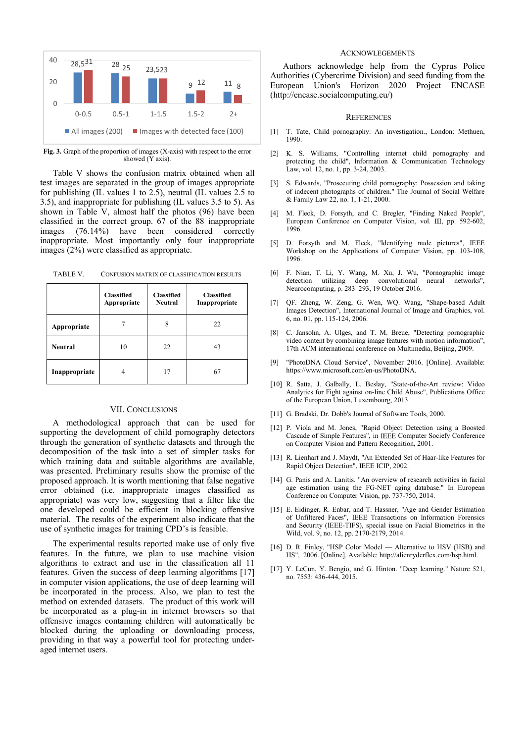40
20
0
28,531
28 25
23,523
9 12
11 8
0-0.5
0.5-1
1-1.5
1.5-2
2+
All images (200)
Images with detected face (100)

**Fig. 3.** Graph of the proportion of images (X-axis) with respect to the error showed (Y axis).

Table V shows the confusion matrix obtained when all test images are separated in the group of images appropriate for publishing (IL values 1 to 2.5), neutral (IL values 2.5 to 3.5), and inappropriate for publishing (IL values 3.5 to 5). As shown in Table V, almost half the photos (96) have been classified in the correct group. 67 of the 88 inappropriate images (76.14%) have been considered correctly inappropriate. Most importantly only four inappropriate images (2%) were classified as appropriate.

TABLE V. CONFUSION MATRIX OF CLASSIFICATION RESULTS

| | Classified Appropriate | Classified Neutral | Classified Inappropriate |
|---|---|---|---|
| **Appropriate** | 7 | 8 | 22 |
| **Neutral** | 10 | 22 | 43 |
| **Inappropriate** | 4 | 17 | 67 |

## VII. CONCLUSIONS

A methodological approach that can be used for supporting the development of child pornography detectors through the generation of synthetic datasets and through the decomposition of the task into a set of simpler tasks for which training data and suitable algorithms are available, was presented. Preliminary results show the promise of the proposed approach. It is worth mentioning that false negative error obtained (i.e. inappropriate images classified as appropriate) was very low, suggesting that a filter like the one developed could be efficient in blocking offensive material. The results of the experiment also indicate that the use of synthetic images for training CPD's is feasible.

The experimental results reported make use of only five features. In the future, we plan to use machine vision algorithms to extract and use in the classification all 11 features. Given the success of deep learning algorithms [17] in computer vision applications, the use of deep learning will be incorporated in the process. Also, we plan to test the method on extended datasets. The product of this work will be incorporated as a plug-in in internet browsers so that offensive images containing children will automatically be blocked during the uploading or downloading process, providing in that way a powerful tool for protecting under-aged internet users.

## ACKNOWLEGEMENTS

Authors acknowledge help from the Cyprus Police Authorities (Cybercrime Division) and seed funding from the European Union's Horizon 2020 Project ENCASE (http://encase.socialcomputing.eu/)

## REFERENCES

[1] T. Tate, Child pornography: An investigation., London: Methuen, 1990.

[2] K. S. Williams, "Controlling internet child pornography and protecting the child", Information & Communication Technology Law, vol. 12, no. 1, pp. 3-24, 2003.

[3] S. Edwards, "Prosecuting child pornography: Possession and taking of indecent photographs of children." The Journal of Social Welfare & Family Law 22, no. 1, 1-21, 2000.

[4] M. Fleck, D. Forsyth, and C. Bregler, "Finding Naked People", European Conference on Computer Vision, vol. III, pp. 592-602, 1996.

[5] D. Forsyth and M. Fleck, "Identifying nude pictures", IEEE Workshop on the Applications of Computer Vision, pp. 103-108, 1996.

[6] F. Nian, T. Li, Y. Wang, M. Xu, J. Wu, "Pornographic image detection utilizing deep convolutional neural networks", Neurocomputing, p. 283–293, 19 October 2016.

[7] QF. Zheng, W. Zeng, G. Wen, WQ. Wang, "Shape-based Adult Images Detection", International Journal of Image and Graphics, vol. 6, no. 01, pp. 115-124, 2006.

[8] C. Jansohn, A. Ulges, and T. M. Breue, "Detecting pornographic video content by combining image features with motion information", 17th ACM international conference on Multimedia, Beijing, 2009.

[9] "PhotoDNA Cloud Service", November 2016. [Online]. Available: https://www.microsoft.com/en-us/PhotoDNA.

[10] R. Satta, J. Galbally, L. Beslay, "State-of-the-Art review: Video Analytics for Fight against on-line Child Abuse", Publications Office of the European Union, Luxembourg, 2013.

[11] G. Bradski, Dr. Dobb's Journal of Software Tools, 2000.

[12] P. Viola and M. Jones, "Rapid Object Detection using a Boosted Cascade of Simple Features", in IEEE Computer Socieft Conference on Computer Vision and Pattern Recognition, 2001.

[13] R. Lienhart and J. Maydt, "An Extended Set of Haar-like Features for Rapid Object Detection", IEEE ICIP, 2002.

[14] G. Panis and A. Lanitis. "An overview of research activities in facial age estimation using the FG-NET aging database." In European Conference on Computer Vision, pp. 737-750, 2014.

[15] E. Eidinger, R. Enbar, and T. Hassner, "Age and Gender Estimation of Unfiltered Faces", IEEE Transactions on Information Forensics and Security (IEEE-TIFS), special issue on Facial Biometrics in the Wild, vol. 9, no. 12, pp. 2170-2179, 2014.

[16] D. R. Finley, "HSP Color Model — Alternative to HSV (HSB) and HS", 2006. [Online]. Available: http://alienryderflex.com/hsp.html.

[17] Y. LeCun, Y. Bengio, and G. Hinton. "Deep learning." Nature 521, no. 7553: 436-444, 2015.